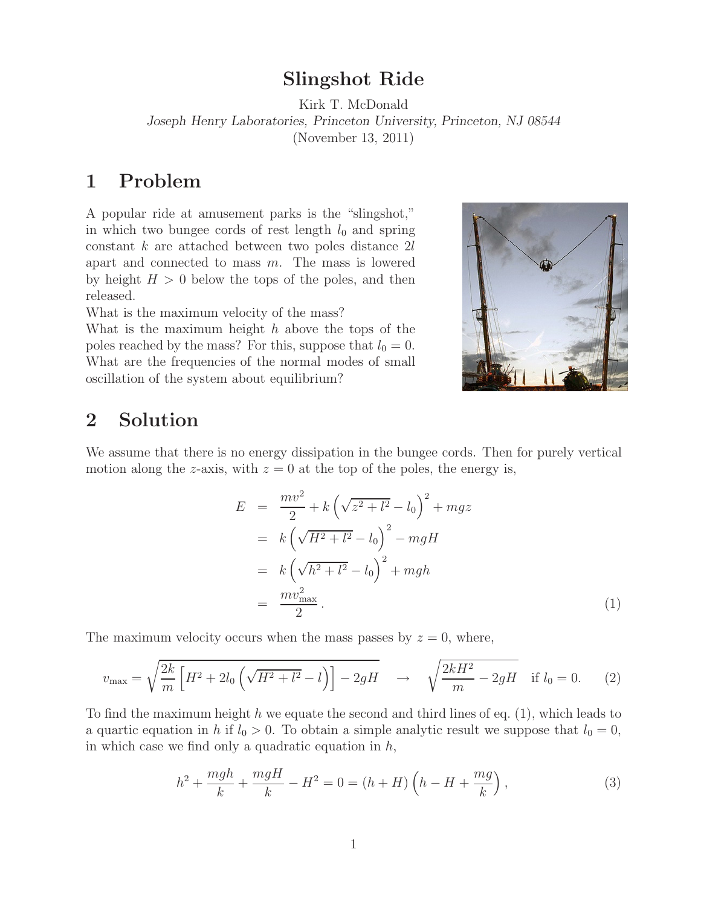# Slingshot Ride

Kirk T. McDonald

*Joseph Henry Laboratories, Princeton University, Princeton, NJ 08544*

(November 13, 2011)

## 1 Problem

A popular ride at amusement parks is the "slingshot," in which two bungee cords of rest length $l_0$ and spring constant $k$ are attached between two poles distance $2l$ apart and connected to mass $m$. The mass is lowered by height $H > 0$ below the tops of the poles, and then released.

What is the maximum velocity of the mass?

What is the maximum height $h$ above the tops of the poles reached by the mass? For this, suppose that $l_0 = 0$.

What are the frequencies of the normal modes of small oscillation of the system about equilibrium?

## 2 Solution

We assume that there is no energy dissipation in the bungee cords. Then for purely vertical motion along the $z$-axis, with $z = 0$ at the top of the poles, the energy is,

$$
\begin{aligned}
E &= \frac{mv^2}{2} + k\left(\sqrt{z^2 + l^2} - l_0\right)^2 + mgz \\
&= k\left(\sqrt{H^2 + l^2} - l_0\right)^2 - mgH \\
&= k\left(\sqrt{h^2 + l^2} - l_0\right)^2 + mgh \\
&= \frac{mv_{\max}^2}{2}.
\end{aligned}
\tag{1}
$$

The maximum velocity occurs when the mass passes by $z = 0$, where,

$$
v_{\max} = \sqrt{\frac{2k}{m}\left[H^2 + 2l_0\left(\sqrt{H^2 + l^2} - l\right)\right] - 2gH} \quad \to \quad \sqrt{\frac{2kH^2}{m} - 2gH} \quad \text{if } l_0 = 0. \tag{2}
$$

To find the maximum height $h$ we equate the second and third lines of eq. (1), which leads to a quartic equation in $h$ if $l_0 > 0$. To obtain a simple analytic result we suppose that $l_0 = 0$, in which case we find only a quadratic equation in $h$,

$$
h^2 + \frac{mgh}{k} + \frac{mgH}{k} - H^2 = 0 = (h + H)\left(h - H + \frac{mg}{k}\right), \tag{3}
$$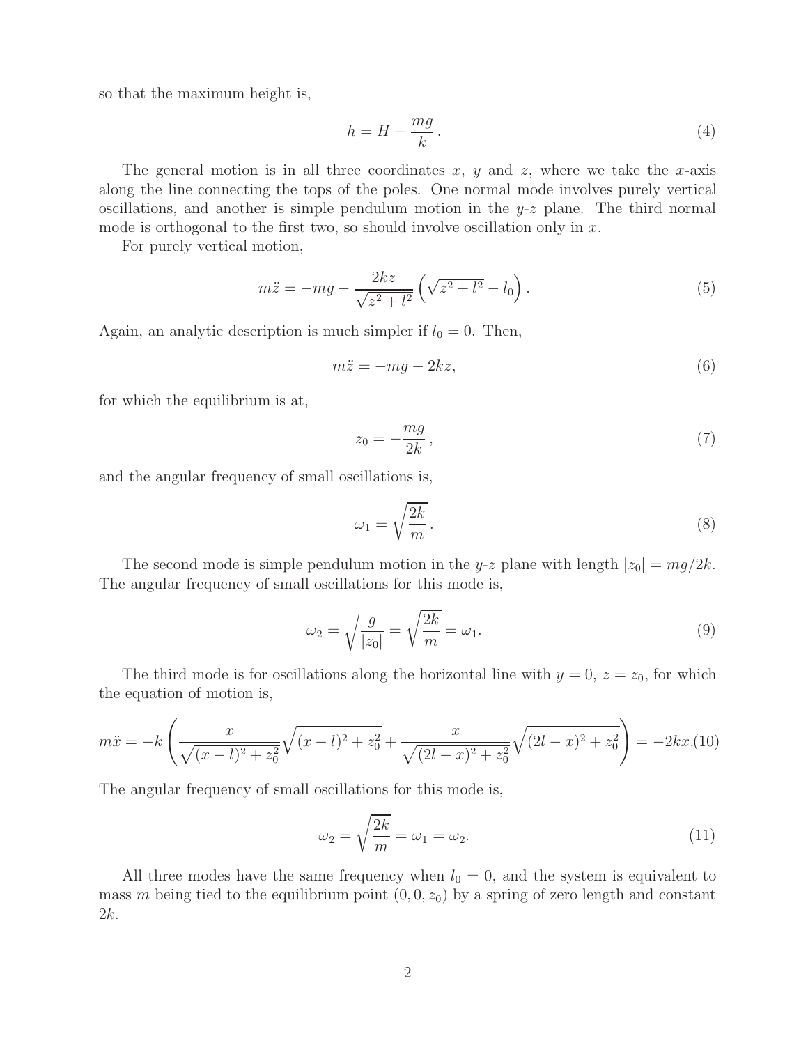so that the maximum height is,

$$h = H - \frac{mg}{k}. \tag{4}$$

The general motion is in all three coordinates $x$, $y$ and $z$, where we take the $x$-axis along the line connecting the tops of the poles. One normal mode involves purely vertical oscillations, and another is simple pendulum motion in the $y$-$z$ plane. The third normal mode is orthogonal to the first two, so should involve oscillation only in $x$.

For purely vertical motion,

$$m\ddot{z} = -mg - \frac{2kz}{\sqrt{z^2 + l^2}} \left( \sqrt{z^2 + l^2} - l_0 \right). \tag{5}$$

Again, an analytic description is much simpler if $l_0 = 0$. Then,

$$m\ddot{z} = -mg - 2kz, \tag{6}$$

for which the equilibrium is at,

$$z_0 = -\frac{mg}{2k}, \tag{7}$$

and the angular frequency of small oscillations is,

$$\omega_1 = \sqrt{\frac{2k}{m}}. \tag{8}$$

The second mode is simple pendulum motion in the $y$-$z$ plane with length $|z_0| = mg/2k$. The angular frequency of small oscillations for this mode is,

$$\omega_2 = \sqrt{\frac{g}{|z_0|}} = \sqrt{\frac{2k}{m}} = \omega_1. \tag{9}$$

The third mode is for oscillations along the horizontal line with $y = 0$, $z = z_0$, for which the equation of motion is,

$$m\ddot{x} = -k \left( \frac{x}{\sqrt{(x-l)^2 + z_0^2}} \sqrt{(x-l)^2 + z_0^2} + \frac{x}{\sqrt{(2l-x)^2 + z_0^2}} \sqrt{(2l-x)^2 + z_0^2} \right) = -2kx. \tag{10}$$

The angular frequency of small oscillations for this mode is,

$$\omega_2 = \sqrt{\frac{2k}{m}} = \omega_1 = \omega_2. \tag{11}$$

All three modes have the same frequency when $l_0 = 0$, and the system is equivalent to mass $m$ being tied to the equilibrium point $(0, 0, z_0)$ by a spring of zero length and constant $2k$.